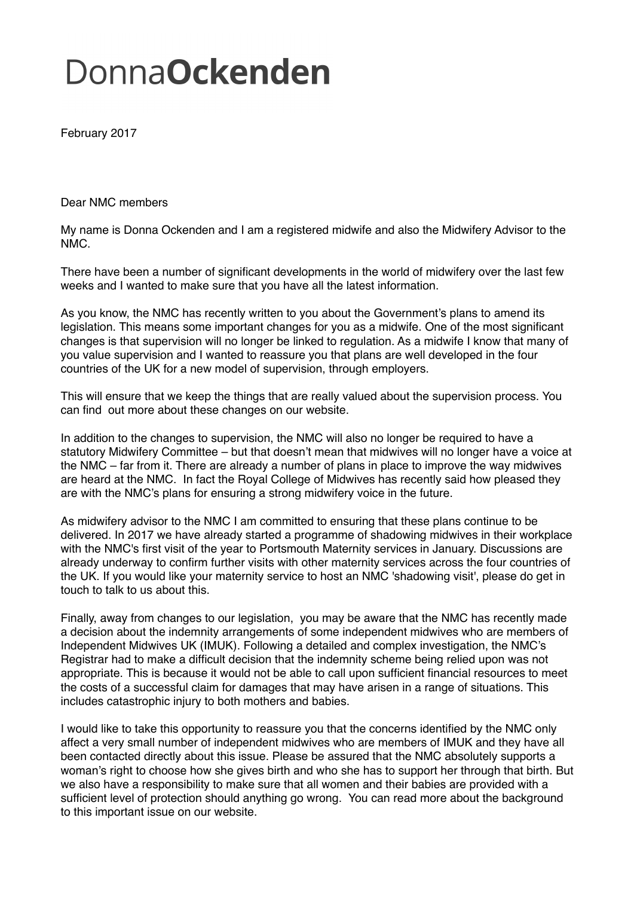# Donna**Ockenden**

February 2017

Dear NMC members

My name is Donna Ockenden and I am a registered midwife and also the Midwifery Advisor to the NMC.

There have been a number of significant developments in the world of midwifery over the last few weeks and I wanted to make sure that you have all the latest information.

As you know, the NMC has recently written to you about the Government's plans to amend its legislation. This means some important changes for you as a midwife. One of the most significant changes is that supervision will no longer be linked to regulation. As a midwife I know that many of you value supervision and I wanted to reassure you that plans are well developed in the four countries of the UK for a new model of supervision, through employers.

This will ensure that we keep the things that are really valued about the supervision process. You can find out more about these changes on our website.

In addition to the changes to supervision, the NMC will also no longer be required to have a statutory Midwifery Committee – but that doesn't mean that midwives will no longer have a voice at the NMC – far from it. There are already a number of plans in place to improve the way midwives are heard at the NMC. In fact the Royal College of Midwives has recently said how pleased they are with the NMC's plans for ensuring a strong midwifery voice in the future.

As midwifery advisor to the NMC I am committed to ensuring that these plans continue to be delivered. In 2017 we have already started a programme of shadowing midwives in their workplace with the NMC's first visit of the year to Portsmouth Maternity services in January. Discussions are already underway to confirm further visits with other maternity services across the four countries of the UK. If you would like your maternity service to host an NMC 'shadowing visit', please do get in touch to talk to us about this.

Finally, away from changes to our legislation, you may be aware that the NMC has recently made a decision about the indemnity arrangements of some independent midwives who are members of Independent Midwives UK (IMUK). Following a detailed and complex investigation, the NMC's Registrar had to make a difficult decision that the indemnity scheme being relied upon was not appropriate. This is because it would not be able to call upon sufficient financial resources to meet the costs of a successful claim for damages that may have arisen in a range of situations. This includes catastrophic injury to both mothers and babies.

I would like to take this opportunity to reassure you that the concerns identified by the NMC only affect a very small number of independent midwives who are members of IMUK and they have all been contacted directly about this issue. Please be assured that the NMC absolutely supports a woman's right to choose how she gives birth and who she has to support her through that birth. But we also have a responsibility to make sure that all women and their babies are provided with a sufficient level of protection should anything go wrong. You can read more about the background to this important issue on our website.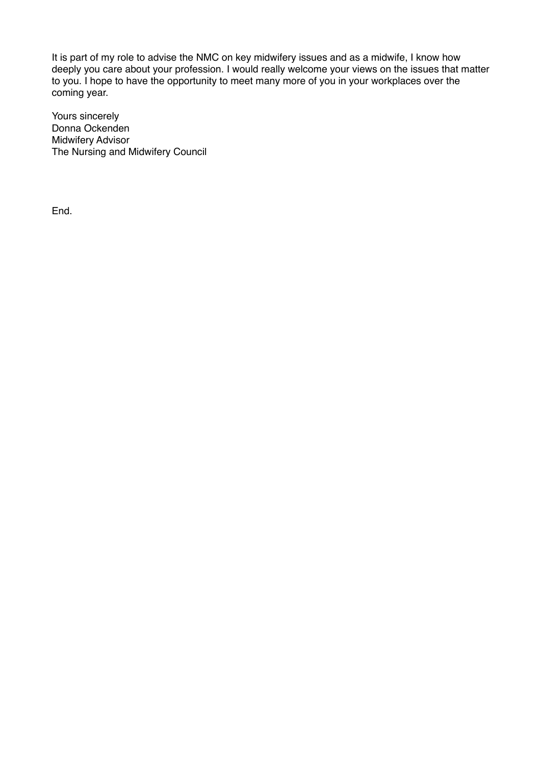It is part of my role to advise the NMC on key midwifery issues and as a midwife, I know how deeply you care about your profession. I would really welcome your views on the issues that matter to you. I hope to have the opportunity to meet many more of you in your workplaces over the coming year.

Yours sincerely
Donna Ockenden
Midwifery Advisor
The Nursing and Midwifery Council

End.